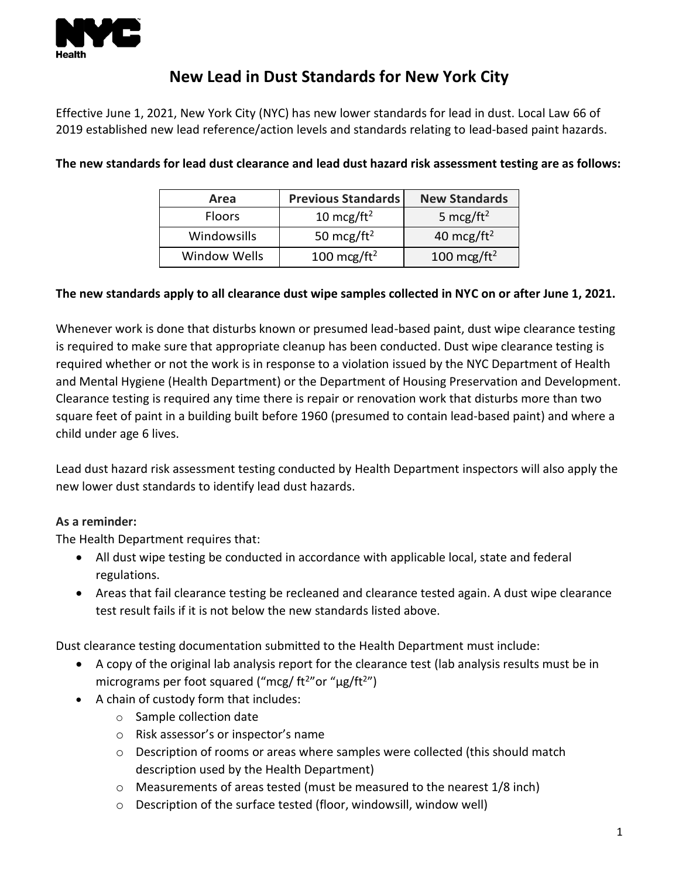# New Lead in Dust Standards for New York City

Effective June 1, 2021, New York City (NYC) has new lower standards for lead in dust. Local Law 66 of 2019 established new lead reference/action levels and standards relating to lead-based paint hazards.

**The new standards for lead dust clearance and lead dust hazard risk assessment testing are as follows:**

| Area | Previous Standards | New Standards |
|---|---|---|
| Floors | 10 $mcg/ft^2$ | 5 $mcg/ft^2$ |
| Windowsills | 50 $mcg/ft^2$ | 40 $mcg/ft^2$ |
| Window Wells | 100 $mcg/ft^2$ | 100 $mcg/ft^2$ |

**The new standards apply to all clearance dust wipe samples collected in NYC on or after June 1, 2021.**

Whenever work is done that disturbs known or presumed lead-based paint, dust wipe clearance testing is required to make sure that appropriate cleanup has been conducted. Dust wipe clearance testing is required whether or not the work is in response to a violation issued by the NYC Department of Health and Mental Hygiene (Health Department) or the Department of Housing Preservation and Development. Clearance testing is required any time there is repair or renovation work that disturbs more than two square feet of paint in a building built before 1960 (presumed to contain lead-based paint) and where a child under age 6 lives.

Lead dust hazard risk assessment testing conducted by Health Department inspectors will also apply the new lower dust standards to identify lead dust hazards.

**As a reminder:**

The Health Department requires that:

- All dust wipe testing be conducted in accordance with applicable local, state and federal regulations.
- Areas that fail clearance testing be recleaned and clearance tested again. A dust wipe clearance test result fails if it is not below the new standards listed above.

Dust clearance testing documentation submitted to the Health Department must include:

- A copy of the original lab analysis report for the clearance test (lab analysis results must be in micrograms per foot squared ("$mcg/ft^2$" or "$\mu g/ft^2$")
- A chain of custody form that includes:
  - Sample collection date
  - Risk assessor's or inspector's name
  - Description of rooms or areas where samples were collected (this should match description used by the Health Department)
  - Measurements of areas tested (must be measured to the nearest 1/8 inch)
  - Description of the surface tested (floor, windowsill, window well)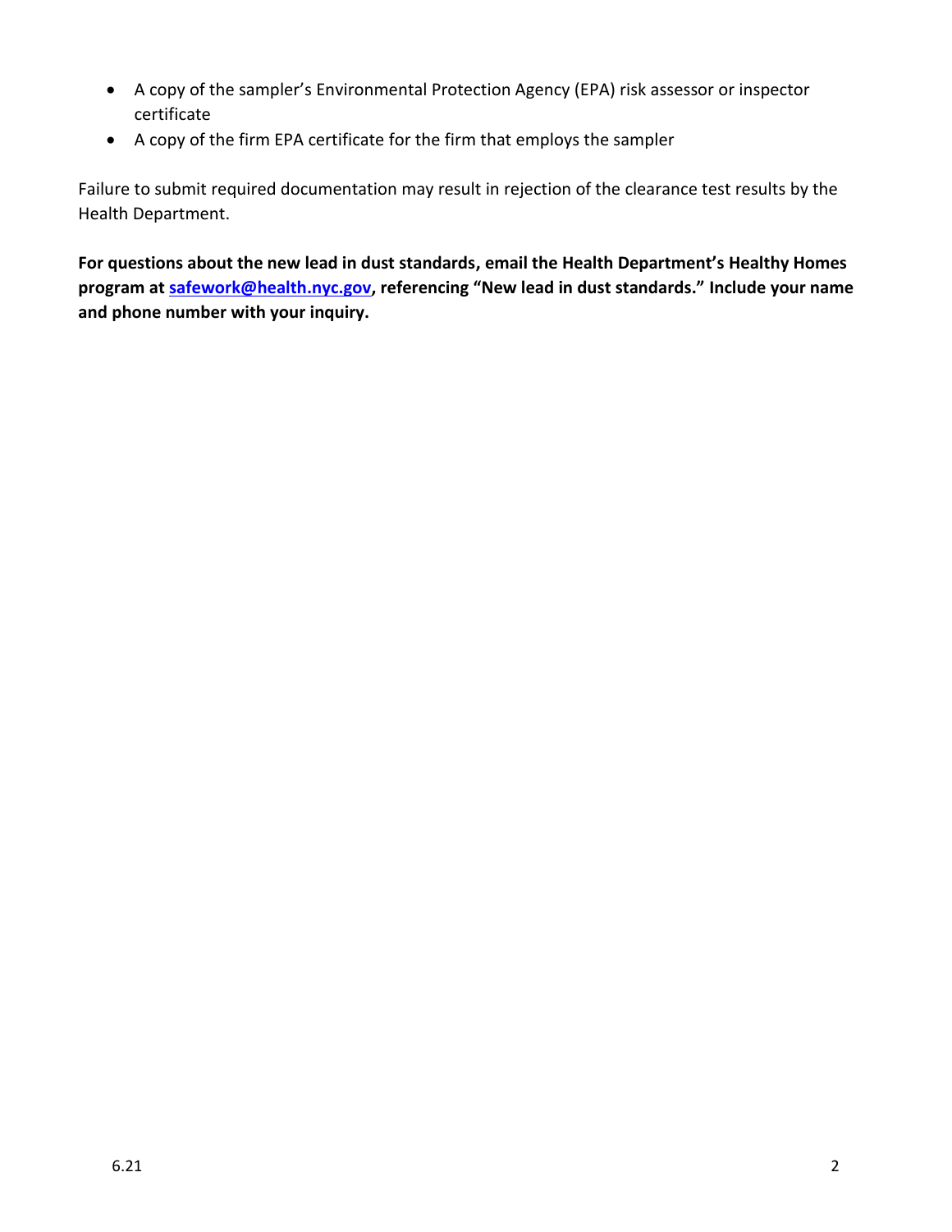- A copy of the sampler's Environmental Protection Agency (EPA) risk assessor or inspector certificate
- A copy of the firm EPA certificate for the firm that employs the sampler

Failure to submit required documentation may result in rejection of the clearance test results by the Health Department.

**For questions about the new lead in dust standards, email the Health Department's Healthy Homes program at [safework@health.nyc.gov](mailto:safework@health.nyc.gov), referencing "New lead in dust standards." Include your name and phone number with your inquiry.**